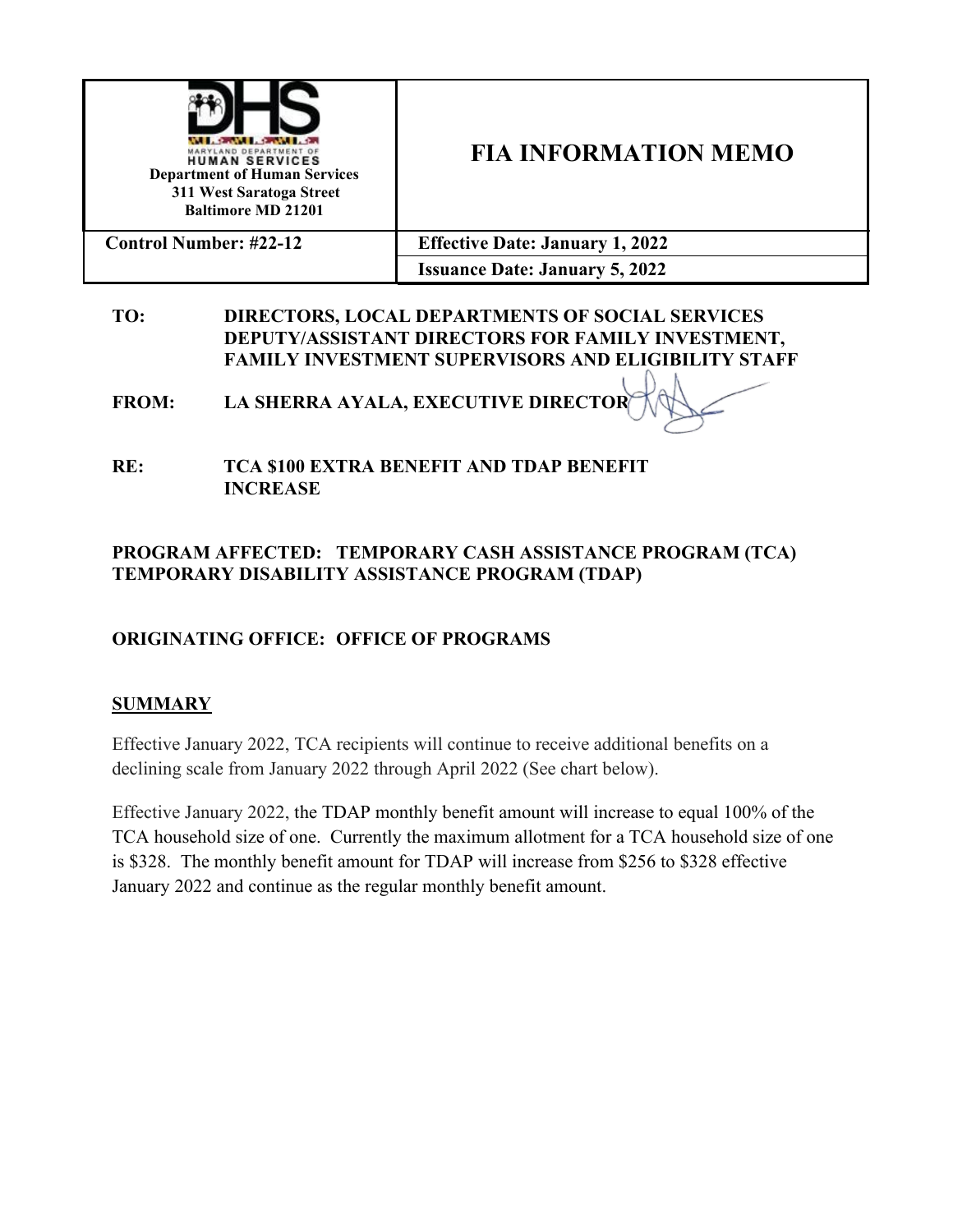| MARYLAND DEPARTMENT OF HUMAN SERVICES<br>**Department of Human Services**<br>**311 West Saratoga Street**<br>**Baltimore MD 21201** | **FIA INFORMATION MEMO** |
|---|---|
| **Control Number: #22-12** | **Effective Date: January 1, 2022** |
| | **Issuance Date: January 5, 2022** |

**TO:** DIRECTORS, LOCAL DEPARTMENTS OF SOCIAL SERVICES
DEPUTY/ASSISTANT DIRECTORS FOR FAMILY INVESTMENT,
FAMILY INVESTMENT SUPERVISORS AND ELIGIBILITY STAFF

**FROM:** LA SHERRA AYALA, EXECUTIVE DIRECTOR

**RE:** TCA $100 EXTRA BENEFIT AND TDAP BENEFIT INCREASE

**PROGRAM AFFECTED: TEMPORARY CASH ASSISTANCE PROGRAM (TCA)
TEMPORARY DISABILITY ASSISTANCE PROGRAM (TDAP)**

**ORIGINATING OFFICE: OFFICE OF PROGRAMS**

## SUMMARY

Effective January 2022, TCA recipients will continue to receive additional benefits on a declining scale from January 2022 through April 2022 (See chart below).

Effective January 2022, the TDAP monthly benefit amount will increase to equal 100% of the TCA household size of one. Currently the maximum allotment for a TCA household size of one is $328. The monthly benefit amount for TDAP will increase from $256 to $328 effective January 2022 and continue as the regular monthly benefit amount.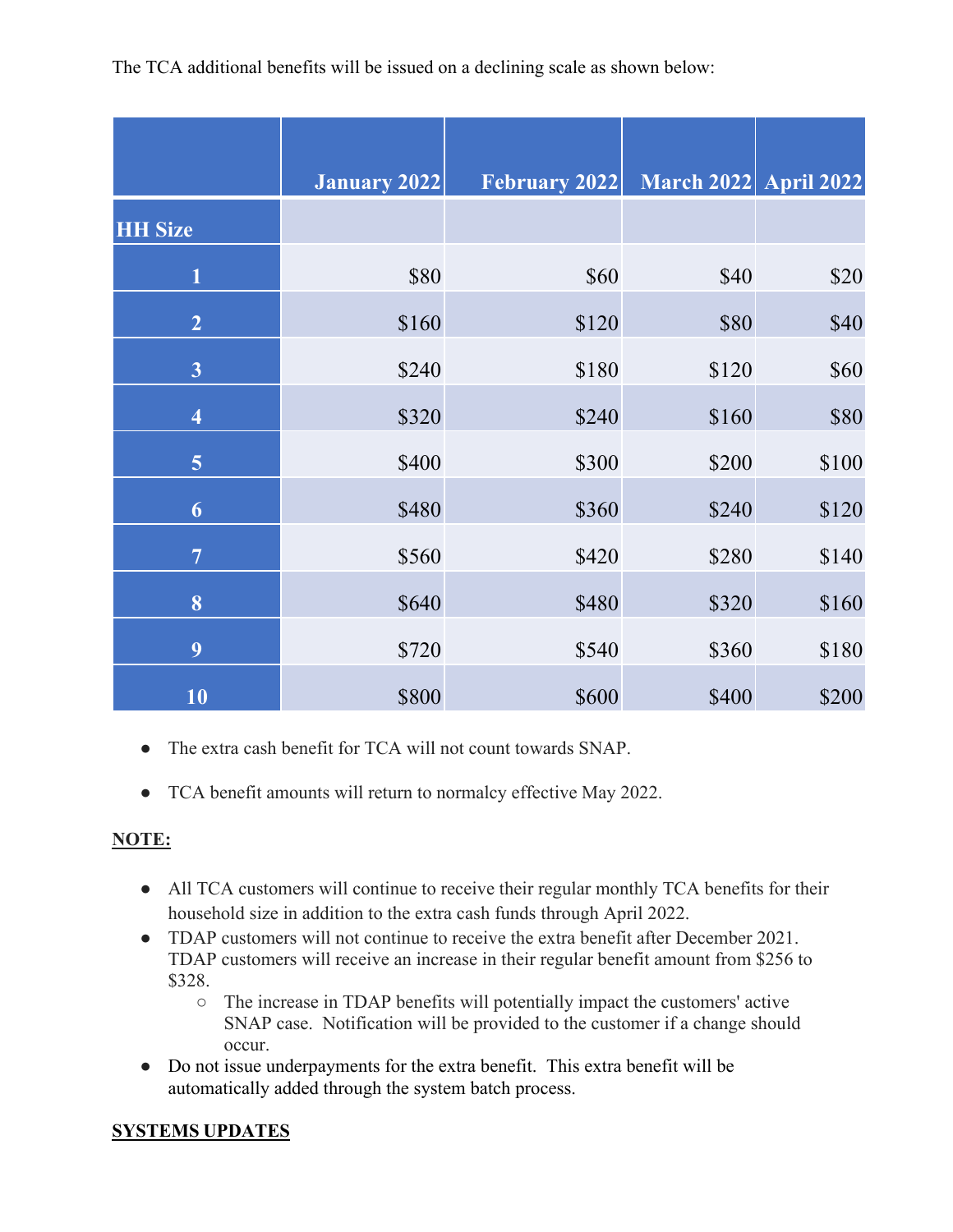The TCA additional benefits will be issued on a declining scale as shown below:

| | January 2022 | February 2022 | March 2022 | April 2022 |
|---|---|---|---|---|
| **HH Size** | | | | |
| 1 | $80 | $60 | $40 | $20 |
| 2 | $160 | $120 | $80 | $40 |
| 3 | $240 | $180 | $120 | $60 |
| 4 | $320 | $240 | $160 | $80 |
| 5 | $400 | $300 | $200 | $100 |
| 6 | $480 | $360 | $240 | $120 |
| 7 | $560 | $420 | $280 | $140 |
| 8 | $640 | $480 | $320 | $160 |
| 9 | $720 | $540 | $360 | $180 |
| 10 | $800 | $600 | $400 | $200 |

- The extra cash benefit for TCA will not count towards SNAP.
- TCA benefit amounts will return to normalcy effective May 2022.

**NOTE:**

- All TCA customers will continue to receive their regular monthly TCA benefits for their household size in addition to the extra cash funds through April 2022.
- TDAP customers will not continue to receive the extra benefit after December 2021. TDAP customers will receive an increase in their regular benefit amount from $256 to $328.
  - The increase in TDAP benefits will potentially impact the customers' active SNAP case. Notification will be provided to the customer if a change should occur.
- Do not issue underpayments for the extra benefit. This extra benefit will be automatically added through the system batch process.

**SYSTEMS UPDATES**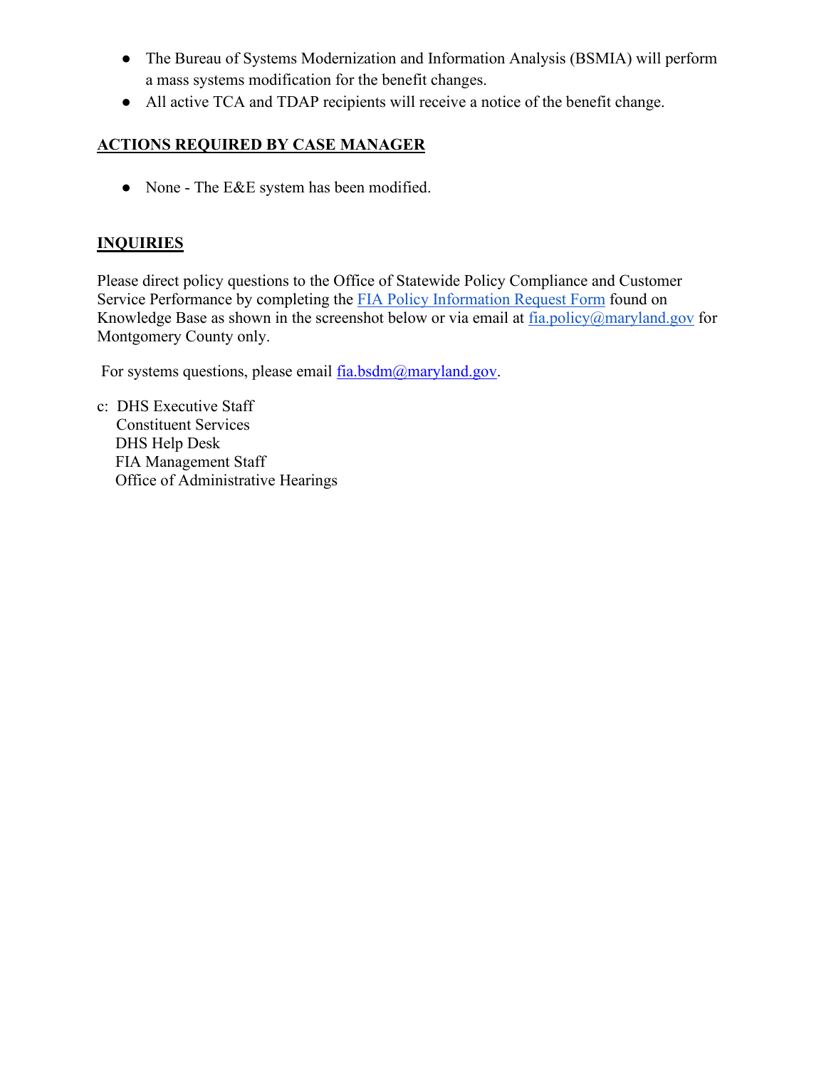- The Bureau of Systems Modernization and Information Analysis (BSMIA) will perform a mass systems modification for the benefit changes.
- All active TCA and TDAP recipients will receive a notice of the benefit change.

## ACTIONS REQUIRED BY CASE MANAGER

- None - The E&E system has been modified.

## INQUIRIES

Please direct policy questions to the Office of Statewide Policy Compliance and Customer Service Performance by completing the FIA Policy Information Request Form found on Knowledge Base as shown in the screenshot below or via email at fia.policy@maryland.gov for Montgomery County only.

For systems questions, please email fia.bsdm@maryland.gov.

c: DHS Executive Staff
Constituent Services
DHS Help Desk
FIA Management Staff
Office of Administrative Hearings